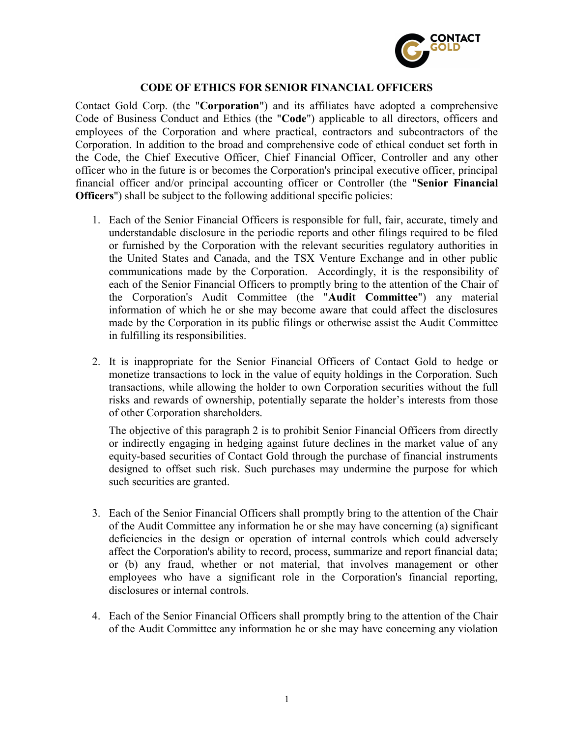# CODE OF ETHICS FOR SENIOR FINANCIAL OFFICERS

Contact Gold Corp. (the "**Corporation**") and its affiliates have adopted a comprehensive Code of Business Conduct and Ethics (the "**Code**") applicable to all directors, officers and employees of the Corporation and where practical, contractors and subcontractors of the Corporation. In addition to the broad and comprehensive code of ethical conduct set forth in the Code, the Chief Executive Officer, Chief Financial Officer, Controller and any other officer who in the future is or becomes the Corporation's principal executive officer, principal financial officer and/or principal accounting officer or Controller (the "**Senior Financial Officers**") shall be subject to the following additional specific policies:

1. Each of the Senior Financial Officers is responsible for full, fair, accurate, timely and understandable disclosure in the periodic reports and other filings required to be filed or furnished by the Corporation with the relevant securities regulatory authorities in the United States and Canada, and the TSX Venture Exchange and in other public communications made by the Corporation. Accordingly, it is the responsibility of each of the Senior Financial Officers to promptly bring to the attention of the Chair of the Corporation's Audit Committee (the "**Audit Committee**") any material information of which he or she may become aware that could affect the disclosures made by the Corporation in its public filings or otherwise assist the Audit Committee in fulfilling its responsibilities.

2. It is inappropriate for the Senior Financial Officers of Contact Gold to hedge or monetize transactions to lock in the value of equity holdings in the Corporation. Such transactions, while allowing the holder to own Corporation securities without the full risks and rewards of ownership, potentially separate the holder's interests from those of other Corporation shareholders.

   The objective of this paragraph 2 is to prohibit Senior Financial Officers from directly or indirectly engaging in hedging against future declines in the market value of any equity-based securities of Contact Gold through the purchase of financial instruments designed to offset such risk. Such purchases may undermine the purpose for which such securities are granted.

3. Each of the Senior Financial Officers shall promptly bring to the attention of the Chair of the Audit Committee any information he or she may have concerning (a) significant deficiencies in the design or operation of internal controls which could adversely affect the Corporation's ability to record, process, summarize and report financial data; or (b) any fraud, whether or not material, that involves management or other employees who have a significant role in the Corporation's financial reporting, disclosures or internal controls.

4. Each of the Senior Financial Officers shall promptly bring to the attention of the Chair of the Audit Committee any information he or she may have concerning any violation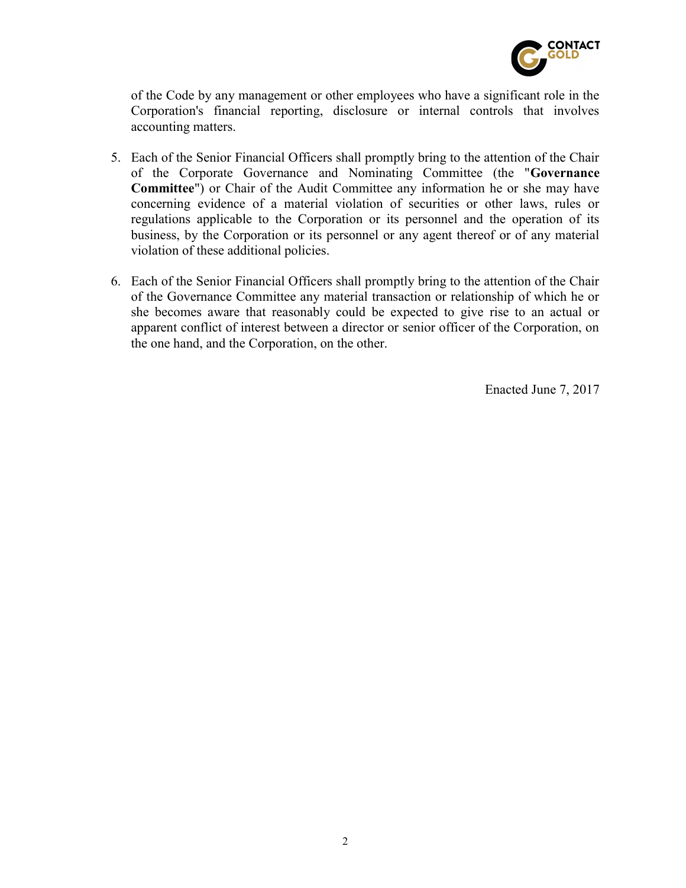of the Code by any management or other employees who have a significant role in the Corporation's financial reporting, disclosure or internal controls that involves accounting matters.

5. Each of the Senior Financial Officers shall promptly bring to the attention of the Chair of the Corporate Governance and Nominating Committee (the "**Governance Committee**") or Chair of the Audit Committee any information he or she may have concerning evidence of a material violation of securities or other laws, rules or regulations applicable to the Corporation or its personnel and the operation of its business, by the Corporation or its personnel or any agent thereof or of any material violation of these additional policies.

6. Each of the Senior Financial Officers shall promptly bring to the attention of the Chair of the Governance Committee any material transaction or relationship of which he or she becomes aware that reasonably could be expected to give rise to an actual or apparent conflict of interest between a director or senior officer of the Corporation, on the one hand, and the Corporation, on the other.

Enacted June 7, 2017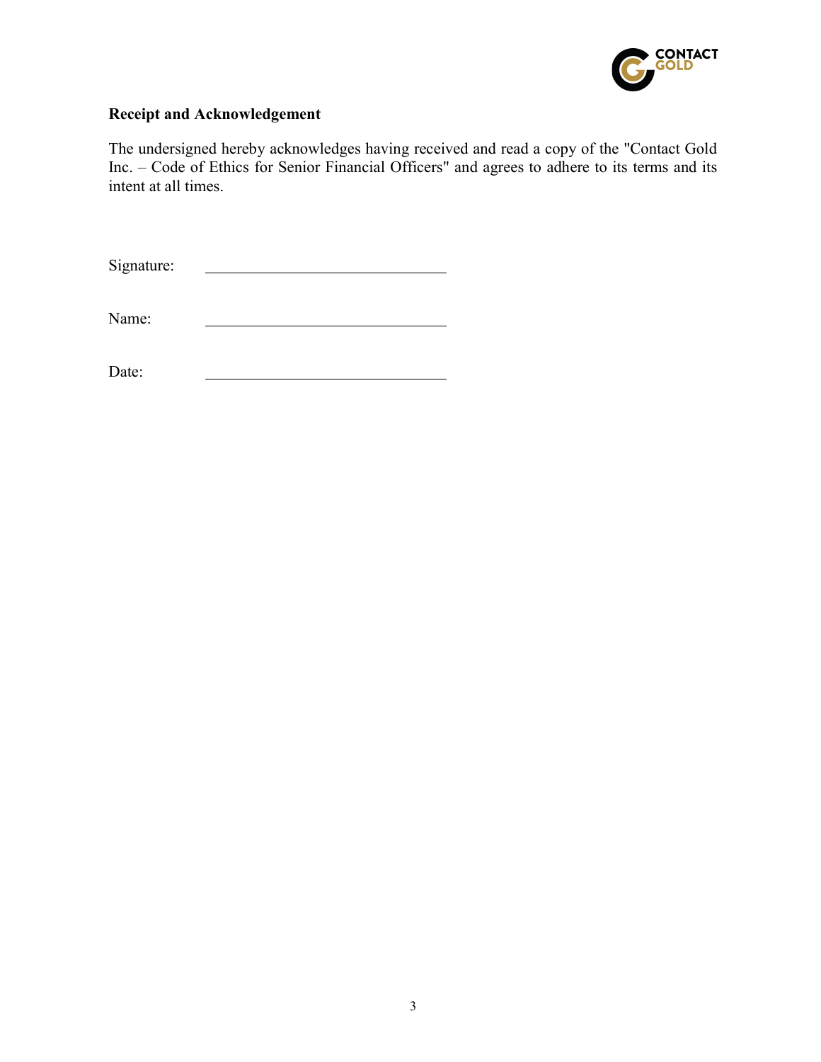**Receipt and Acknowledgement**

The undersigned hereby acknowledges having received and read a copy of the "Contact Gold Inc. – Code of Ethics for Senior Financial Officers" and agrees to adhere to its terms and its intent at all times.

Signature: \_\_\_\_\_\_\_\_\_\_\_\_\_\_\_\_\_\_\_\_\_\_\_\_\_\_\_\_\_\_

Name: \_\_\_\_\_\_\_\_\_\_\_\_\_\_\_\_\_\_\_\_\_\_\_\_\_\_\_\_\_\_

Date: \_\_\_\_\_\_\_\_\_\_\_\_\_\_\_\_\_\_\_\_\_\_\_\_\_\_\_\_\_\_